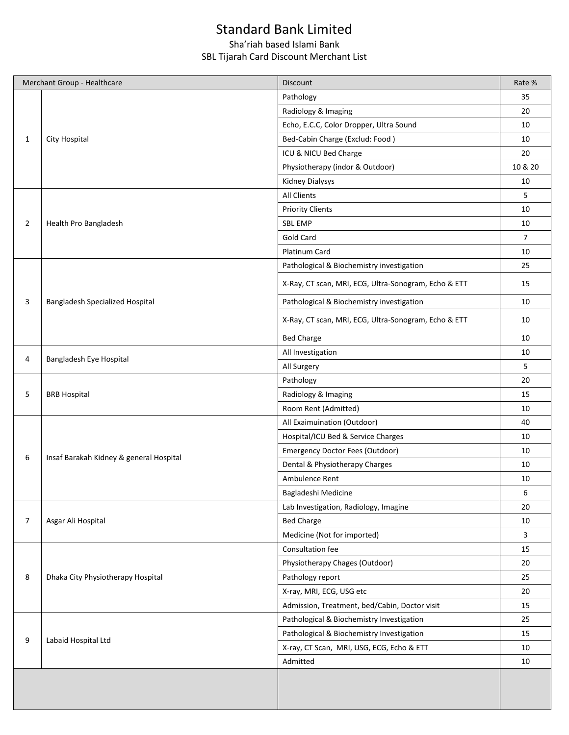# Standard Bank Limited

Sha'riah based Islami Bank

SBL Tijarah Card Discount Merchant List

| Merchant Group - Healthcare | | Discount | Rate % |
|---|---|---|---|
| 1 | City Hospital | Pathology | 35 |
| | | Radiology & Imaging | 20 |
| | | Echo, E.C.C, Color Dropper, Ultra Sound | 10 |
| | | Bed-Cabin Charge (Exclud: Food ) | 10 |
| | | ICU & NICU Bed Charge | 20 |
| | | Physiotherapy (indor & Outdoor) | 10 & 20 |
| | | Kidney Dialysys | 10 |
| 2 | Health Pro Bangladesh | All Clients | 5 |
| | | Priority Clients | 10 |
| | | SBL EMP | 10 |
| | | Gold Card | 7 |
| | | Platinum Card | 10 |
| 3 | Bangladesh Specialized Hospital | Pathological & Biochemistry investigation | 25 |
| | | X-Ray, CT scan, MRI, ECG, Ultra-Sonogram, Echo & ETT | 15 |
| | | Pathological & Biochemistry investigation | 10 |
| | | X-Ray, CT scan, MRI, ECG, Ultra-Sonogram, Echo & ETT | 10 |
| | | Bed Charge | 10 |
| 4 | Bangladesh Eye Hospital | All Investigation | 10 |
| | | All Surgery | 5 |
| 5 | BRB Hospital | Pathology | 20 |
| | | Radiology & Imaging | 15 |
| | | Room Rent (Admitted) | 10 |
| 6 | Insaf Barakah Kidney & general Hospital | All Exaimuination (Outdoor) | 40 |
| | | Hospital/ICU Bed & Service Charges | 10 |
| | | Emergency Doctor Fees (Outdoor) | 10 |
| | | Dental & Physiotherapy Charges | 10 |
| | | Ambulence Rent | 10 |
| | | Bagladeshi Medicine | 6 |
| 7 | Asgar Ali Hospital | Lab Investigation, Radiology, Imagine | 20 |
| | | Bed Charge | 10 |
| | | Medicine (Not for imported) | 3 |
| 8 | Dhaka City Physiotherapy Hospital | Consultation fee | 15 |
| | | Physiotherapy Chages (Outdoor) | 20 |
| | | Pathology report | 25 |
| | | X-ray, MRI, ECG, USG etc | 20 |
| | | Admission, Treatment, bed/Cabin, Doctor visit | 15 |
| 9 | Labaid Hospital Ltd | Pathological & Biochemistry Investigation | 25 |
| | | Pathological & Biochemistry Investigation | 15 |
| | | X-ray, CT Scan, MRI, USG, ECG, Echo & ETT | 10 |
| | | Admitted | 10 |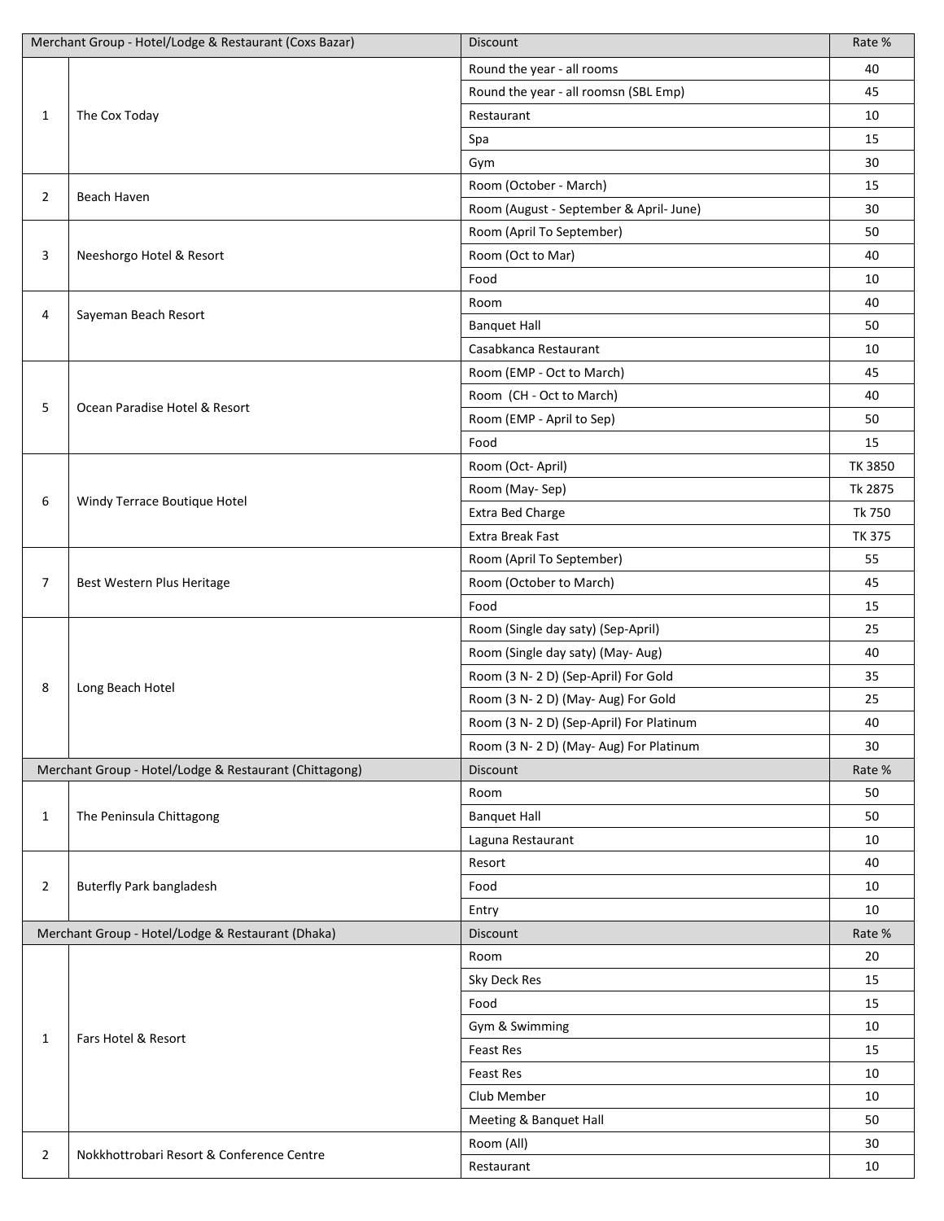| Merchant Group - Hotel/Lodge & Restaurant (Coxs Bazar) | | Discount | Rate % |
|---|---|---|---|
| 1 | The Cox Today | Round the year - all rooms | 40 |
| | | Round the year - all roomsn (SBL Emp) | 45 |
| | | Restaurant | 10 |
| | | Spa | 15 |
| | | Gym | 30 |
| 2 | Beach Haven | Room (October - March) | 15 |
| | | Room (August - September & April- June) | 30 |
| 3 | Neeshorgo Hotel & Resort | Room (April To September) | 50 |
| | | Room (Oct to Mar) | 40 |
| | | Food | 10 |
| 4 | Sayeman Beach Resort | Room | 40 |
| | | Banquet Hall | 50 |
| | | Casabkanca Restaurant | 10 |
| 5 | Ocean Paradise Hotel & Resort | Room (EMP - Oct to March) | 45 |
| | | Room (CH - Oct to March) | 40 |
| | | Room (EMP - April to Sep) | 50 |
| | | Food | 15 |
| 6 | Windy Terrace Boutique Hotel | Room (Oct- April) | TK 3850 |
| | | Room (May- Sep) | Tk 2875 |
| | | Extra Bed Charge | Tk 750 |
| | | Extra Break Fast | TK 375 |
| 7 | Best Western Plus Heritage | Room (April To September) | 55 |
| | | Room (October to March) | 45 |
| | | Food | 15 |
| 8 | Long Beach Hotel | Room (Single day saty) (Sep-April) | 25 |
| | | Room (Single day saty) (May- Aug) | 40 |
| | | Room (3 N- 2 D) (Sep-April) For Gold | 35 |
| | | Room (3 N- 2 D) (May- Aug) For Gold | 25 |
| | | Room (3 N- 2 D) (Sep-April) For Platinum | 40 |
| | | Room (3 N- 2 D) (May- Aug) For Platinum | 30 |
| **Merchant Group - Hotel/Lodge & Restaurant (Chittagong)** | | **Discount** | **Rate %** |
| 1 | The Peninsula Chittagong | Room | 50 |
| | | Banquet Hall | 50 |
| | | Laguna Restaurant | 10 |
| 2 | Buterfly Park bangladesh | Resort | 40 |
| | | Food | 10 |
| | | Entry | 10 |
| **Merchant Group - Hotel/Lodge & Restaurant (Dhaka)** | | **Discount** | **Rate %** |
| 1 | Fars Hotel & Resort | Room | 20 |
| | | Sky Deck Res | 15 |
| | | Food | 15 |
| | | Gym & Swimming | 10 |
| | | Feast Res | 15 |
| | | Feast Res | 10 |
| | | Club Member | 10 |
| | | Meeting & Banquet Hall | 50 |
| 2 | Nokkhottrobari Resort & Conference Centre | Room (All) | 30 |
| | | Restaurant | 10 |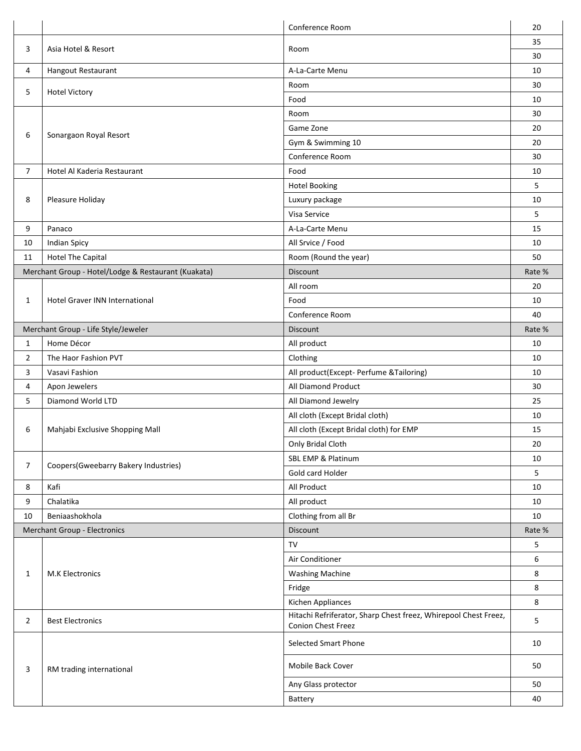| | | | |
|---|---|---|---|
| | | Conference Room | 20 |
| 3 | Asia Hotel & Resort | Room | 35 |
| | | | 30 |
| 4 | Hangout Restaurant | A-La-Carte Menu | 10 |
| 5 | Hotel Victory | Room | 30 |
| | | Food | 10 |
| 6 | Sonargaon Royal Resort | Room | 30 |
| | | Game Zone | 20 |
| | | Gym & Swimming 10 | 20 |
| | | Conference Room | 30 |
| 7 | Hotel Al Kaderia Restaurant | Food | 10 |
| 8 | Pleasure Holiday | Hotel Booking | 5 |
| | | Luxury package | 10 |
| | | Visa Service | 5 |
| 9 | Panaco | A-La-Carte Menu | 15 |
| 10 | Indian Spicy | All Srvice / Food | 10 |
| 11 | Hotel The Capital | Room (Round the year) | 50 |
| Merchant Group - Hotel/Lodge & Restaurant (Kuakata) | | Discount | Rate % |
| 1 | Hotel Graver INN International | All room | 20 |
| | | Food | 10 |
| | | Conference Room | 40 |
| Merchant Group - Life Style/Jeweler | | Discount | Rate % |
| 1 | Home Décor | All product | 10 |
| 2 | The Haor Fashion PVT | Clothing | 10 |
| 3 | Vasavi Fashion | All product(Except- Perfume &Tailoring) | 10 |
| 4 | Apon Jewelers | All Diamond Product | 30 |
| 5 | Diamond World LTD | All Diamond Jewelry | 25 |
| 6 | Mahjabi Exclusive Shopping Mall | All cloth (Except Bridal cloth) | 10 |
| | | All cloth (Except Bridal cloth) for EMP | 15 |
| | | Only Bridal Cloth | 20 |
| 7 | Coopers(Gweebarry Bakery Industries) | SBL EMP & Platinum | 10 |
| | | Gold card Holder | 5 |
| 8 | Kafi | All Product | 10 |
| 9 | Chalatika | All product | 10 |
| 10 | Beniaashokhola | Clothing from all Br | 10 |
| Merchant Group - Electronics | | Discount | Rate % |
| 1 | M.K Electronics | TV | 5 |
| | | Air Conditioner | 6 |
| | | Washing Machine | 8 |
| | | Fridge | 8 |
| | | Kichen Appliances | 8 |
| 2 | Best Electronics | Hitachi Refriferator, Sharp Chest freez, Whirepool Chest Freez, Conion Chest Freez | 5 |
| 3 | RM trading international | Selected Smart Phone | 10 |
| | | Mobile Back Cover | 50 |
| | | Any Glass protector | 50 |
| | | Battery | 40 |